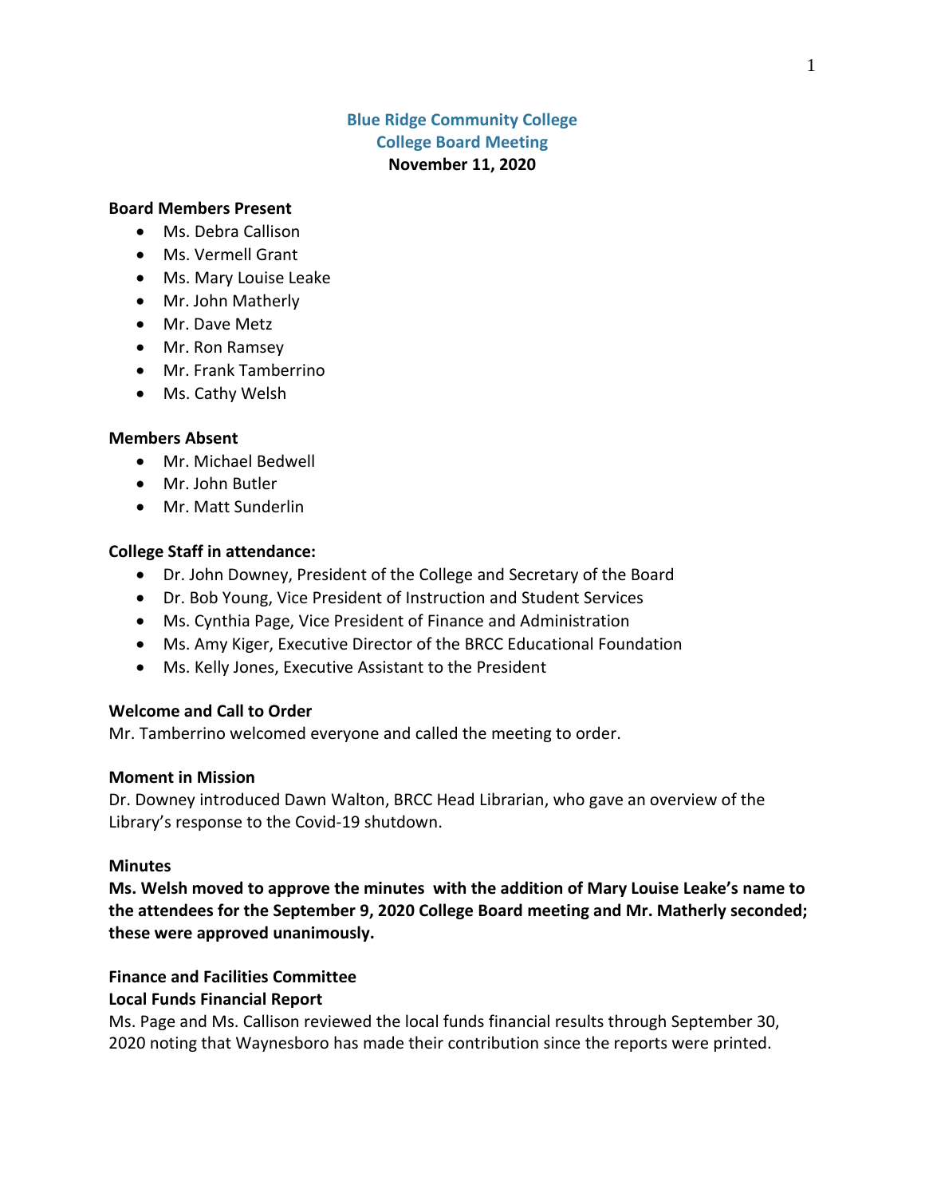# Blue Ridge Community College
## College Board Meeting
**November 11, 2020**

**Board Members Present**

- Ms. Debra Callison
- Ms. Vermell Grant
- Ms. Mary Louise Leake
- Mr. John Matherly
- Mr. Dave Metz
- Mr. Ron Ramsey
- Mr. Frank Tamberrino
- Ms. Cathy Welsh

**Members Absent**

- Mr. Michael Bedwell
- Mr. John Butler
- Mr. Matt Sunderlin

**College Staff in attendance:**

- Dr. John Downey, President of the College and Secretary of the Board
- Dr. Bob Young, Vice President of Instruction and Student Services
- Ms. Cynthia Page, Vice President of Finance and Administration
- Ms. Amy Kiger, Executive Director of the BRCC Educational Foundation
- Ms. Kelly Jones, Executive Assistant to the President

**Welcome and Call to Order**

Mr. Tamberrino welcomed everyone and called the meeting to order.

**Moment in Mission**

Dr. Downey introduced Dawn Walton, BRCC Head Librarian, who gave an overview of the Library's response to the Covid-19 shutdown.

**Minutes**

**Ms. Welsh moved to approve the minutes with the addition of Mary Louise Leake's name to the attendees for the September 9, 2020 College Board meeting and Mr. Matherly seconded; these were approved unanimously.**

**Finance and Facilities Committee**

**Local Funds Financial Report**

Ms. Page and Ms. Callison reviewed the local funds financial results through September 30, 2020 noting that Waynesboro has made their contribution since the reports were printed.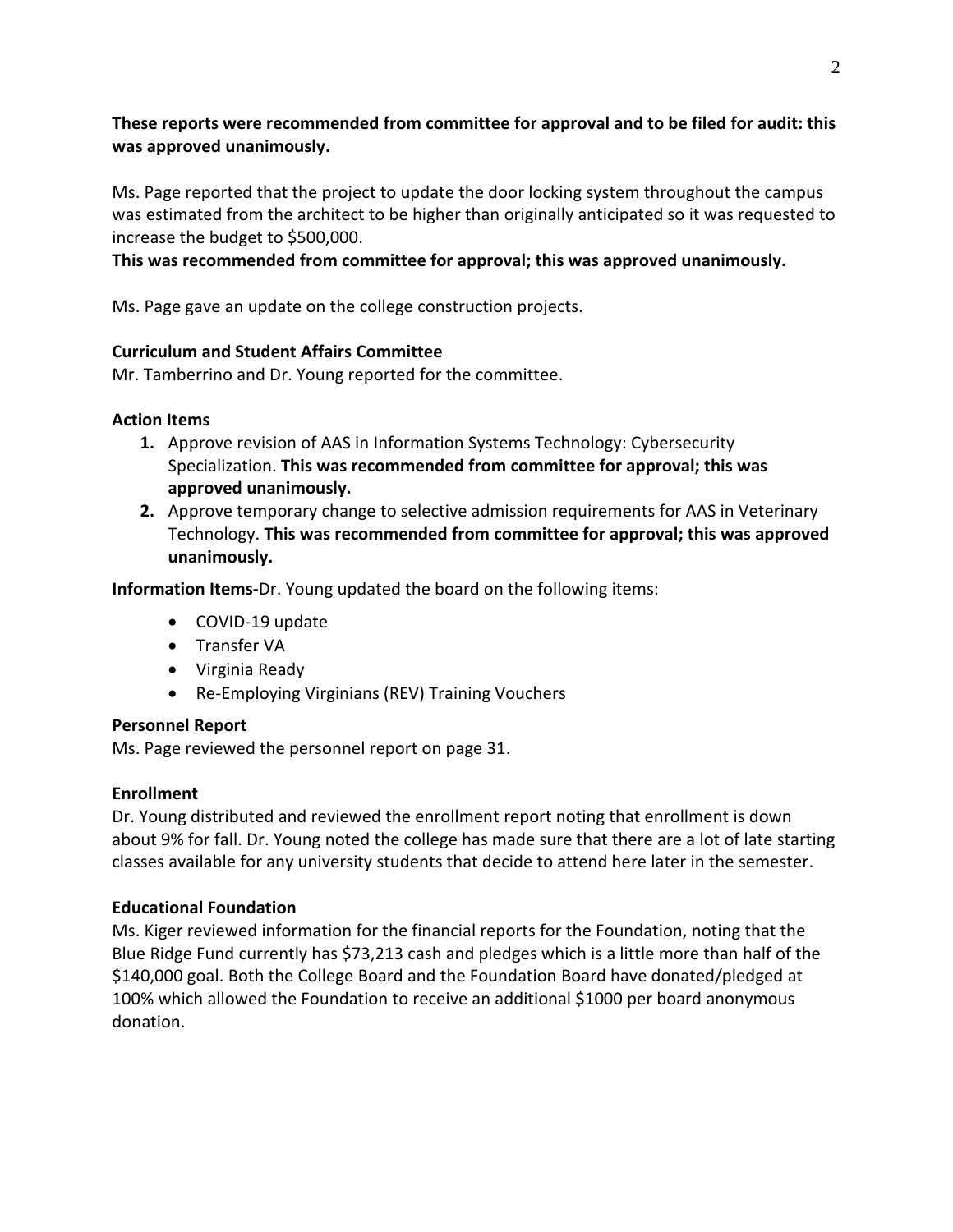**These reports were recommended from committee for approval and to be filed for audit: this was approved unanimously.**

Ms. Page reported that the project to update the door locking system throughout the campus was estimated from the architect to be higher than originally anticipated so it was requested to increase the budget to $500,000.

**This was recommended from committee for approval; this was approved unanimously.**

Ms. Page gave an update on the college construction projects.

**Curriculum and Student Affairs Committee**

Mr. Tamberrino and Dr. Young reported for the committee.

**Action Items**

1. Approve revision of AAS in Information Systems Technology: Cybersecurity Specialization. **This was recommended from committee for approval; this was approved unanimously.**
2. Approve temporary change to selective admission requirements for AAS in Veterinary Technology. **This was recommended from committee for approval; this was approved unanimously.**

**Information Items-**Dr. Young updated the board on the following items:

- COVID-19 update
- Transfer VA
- Virginia Ready
- Re-Employing Virginians (REV) Training Vouchers

**Personnel Report**

Ms. Page reviewed the personnel report on page 31.

**Enrollment**

Dr. Young distributed and reviewed the enrollment report noting that enrollment is down about 9% for fall. Dr. Young noted the college has made sure that there are a lot of late starting classes available for any university students that decide to attend here later in the semester.

**Educational Foundation**

Ms. Kiger reviewed information for the financial reports for the Foundation, noting that the Blue Ridge Fund currently has $73,213 cash and pledges which is a little more than half of the $140,000 goal. Both the College Board and the Foundation Board have donated/pledged at 100% which allowed the Foundation to receive an additional $1000 per board anonymous donation.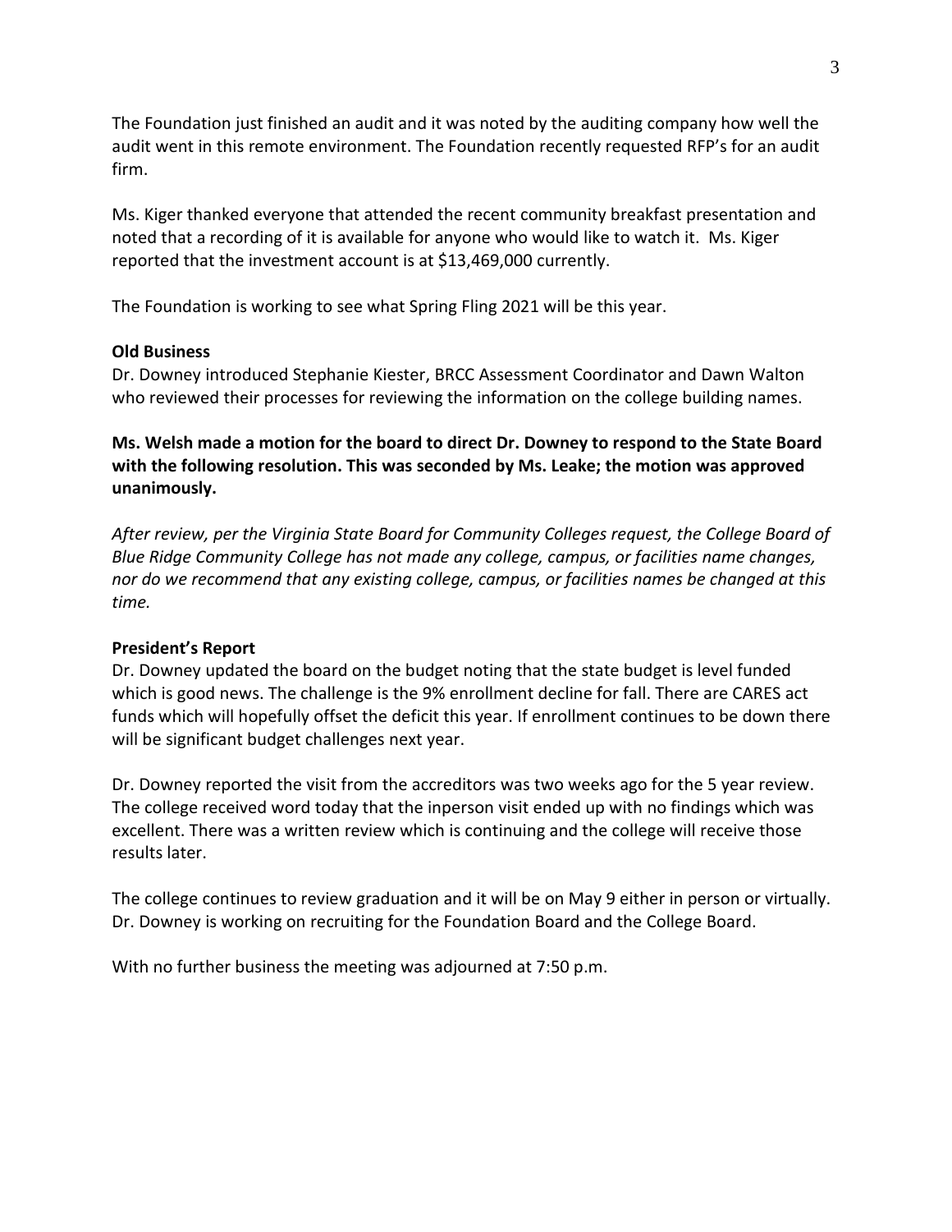The Foundation just finished an audit and it was noted by the auditing company how well the audit went in this remote environment. The Foundation recently requested RFP's for an audit firm.

Ms. Kiger thanked everyone that attended the recent community breakfast presentation and noted that a recording of it is available for anyone who would like to watch it. Ms. Kiger reported that the investment account is at $13,469,000 currently.

The Foundation is working to see what Spring Fling 2021 will be this year.

**Old Business**

Dr. Downey introduced Stephanie Kiester, BRCC Assessment Coordinator and Dawn Walton who reviewed their processes for reviewing the information on the college building names.

**Ms. Welsh made a motion for the board to direct Dr. Downey to respond to the State Board with the following resolution. This was seconded by Ms. Leake; the motion was approved unanimously.**

*After review, per the Virginia State Board for Community Colleges request, the College Board of Blue Ridge Community College has not made any college, campus, or facilities name changes, nor do we recommend that any existing college, campus, or facilities names be changed at this time.*

**President's Report**

Dr. Downey updated the board on the budget noting that the state budget is level funded which is good news. The challenge is the 9% enrollment decline for fall. There are CARES act funds which will hopefully offset the deficit this year. If enrollment continues to be down there will be significant budget challenges next year.

Dr. Downey reported the visit from the accreditors was two weeks ago for the 5 year review. The college received word today that the inperson visit ended up with no findings which was excellent. There was a written review which is continuing and the college will receive those results later.

The college continues to review graduation and it will be on May 9 either in person or virtually. Dr. Downey is working on recruiting for the Foundation Board and the College Board.

With no further business the meeting was adjourned at 7:50 p.m.